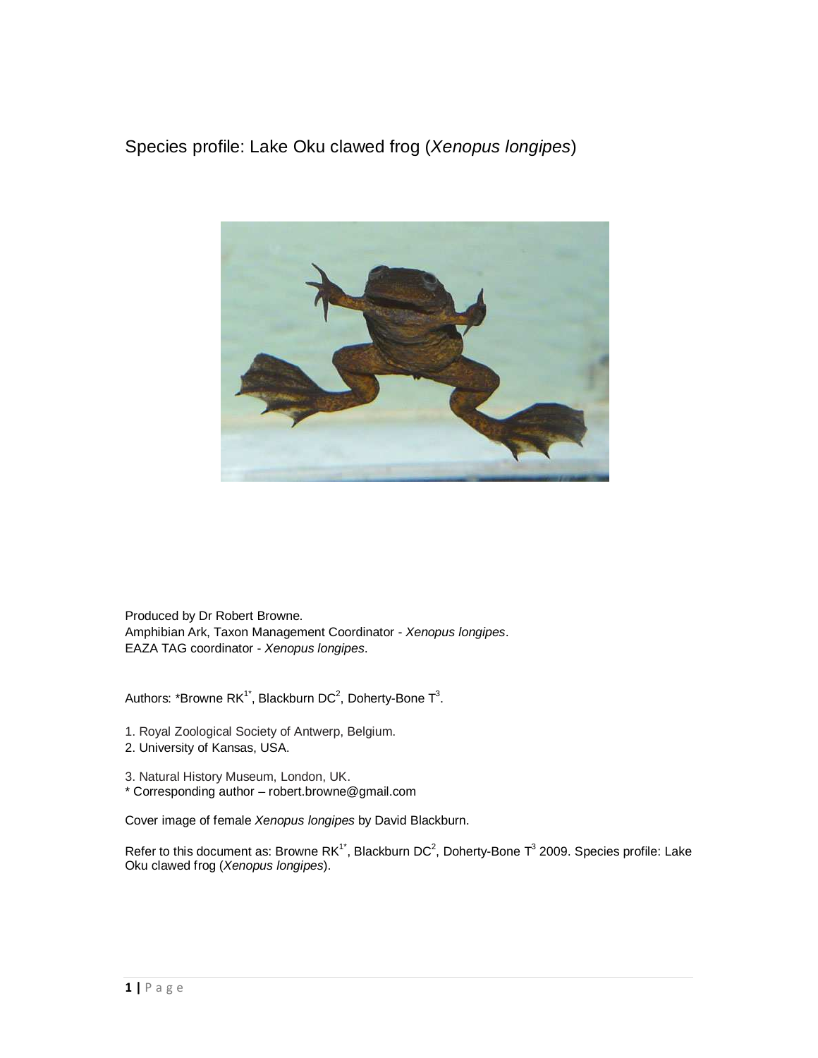# Species profile: Lake Oku clawed frog (*Xenopus longipes*)

Produced by Dr Robert Browne.
Amphibian Ark, Taxon Management Coordinator - *Xenopus longipes*.
EAZA TAG coordinator - *Xenopus longipes*.

Authors: *Browne RK[1*], Blackburn DC[2], Doherty-Bone T[3].

1. Royal Zoological Society of Antwerp, Belgium.
2. University of Kansas, USA.
3. Natural History Museum, London, UK.

\* Corresponding author – robert.browne@gmail.com

Cover image of female *Xenopus longipes* by David Blackburn.

Refer to this document as: Browne RK[1*], Blackburn DC[2], Doherty-Bone T[3] 2009. Species profile: Lake Oku clawed frog (*Xenopus longipes*).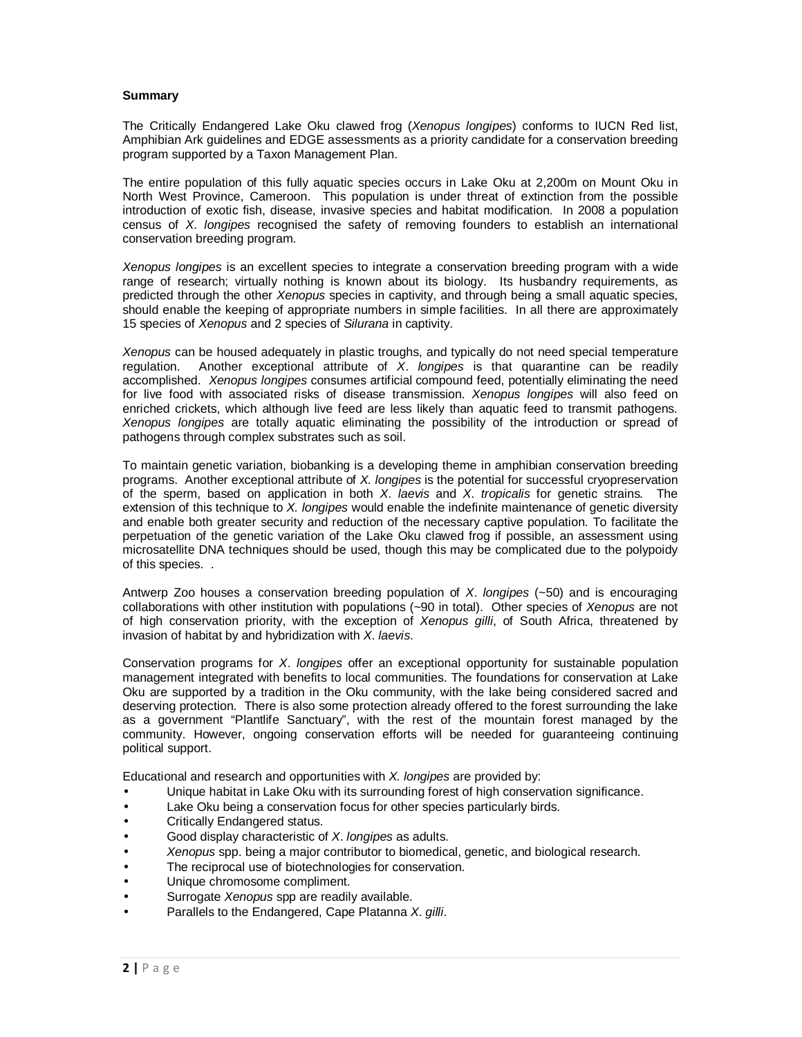**Summary**

The Critically Endangered Lake Oku clawed frog (*Xenopus longipes*) conforms to IUCN Red list, Amphibian Ark guidelines and EDGE assessments as a priority candidate for a conservation breeding program supported by a Taxon Management Plan.

The entire population of this fully aquatic species occurs in Lake Oku at 2,200m on Mount Oku in North West Province, Cameroon. This population is under threat of extinction from the possible introduction of exotic fish, disease, invasive species and habitat modification. In 2008 a population census of *X. longipes* recognised the safety of removing founders to establish an international conservation breeding program.

*Xenopus longipes* is an excellent species to integrate a conservation breeding program with a wide range of research; virtually nothing is known about its biology. Its husbandry requirements, as predicted through the other *Xenopus* species in captivity, and through being a small aquatic species, should enable the keeping of appropriate numbers in simple facilities. In all there are approximately 15 species of *Xenopus* and 2 species of *Silurana* in captivity.

*Xenopus* can be housed adequately in plastic troughs, and typically do not need special temperature regulation. Another exceptional attribute of *X. longipes* is that quarantine can be readily accomplished. *Xenopus longipes* consumes artificial compound feed, potentially eliminating the need for live food with associated risks of disease transmission. *Xenopus longipes* will also feed on enriched crickets, which although live feed are less likely than aquatic feed to transmit pathogens. *Xenopus longipes* are totally aquatic eliminating the possibility of the introduction or spread of pathogens through complex substrates such as soil.

To maintain genetic variation, biobanking is a developing theme in amphibian conservation breeding programs. Another exceptional attribute of *X. longipes* is the potential for successful cryopreservation of the sperm, based on application in both *X. laevis* and *X. tropicalis* for genetic strains. The extension of this technique to *X. longipes* would enable the indefinite maintenance of genetic diversity and enable both greater security and reduction of the necessary captive population. To facilitate the perpetuation of the genetic variation of the Lake Oku clawed frog if possible, an assessment using microsatellite DNA techniques should be used, though this may be complicated due to the polypoidy of this species. .

Antwerp Zoo houses a conservation breeding population of *X. longipes* (~50) and is encouraging collaborations with other institution with populations (~90 in total). Other species of *Xenopus* are not of high conservation priority, with the exception of *Xenopus gilli*, of South Africa, threatened by invasion of habitat by and hybridization with *X. laevis*.

Conservation programs for *X. longipes* offer an exceptional opportunity for sustainable population management integrated with benefits to local communities. The foundations for conservation at Lake Oku are supported by a tradition in the Oku community, with the lake being considered sacred and deserving protection. There is also some protection already offered to the forest surrounding the lake as a government "Plantlife Sanctuary", with the rest of the mountain forest managed by the community. However, ongoing conservation efforts will be needed for guaranteeing continuing political support.

Educational and research and opportunities with *X. longipes* are provided by:

- Unique habitat in Lake Oku with its surrounding forest of high conservation significance.
- Lake Oku being a conservation focus for other species particularly birds.
- Critically Endangered status.
- Good display characteristic of *X. longipes* as adults.
- *Xenopus* spp. being a major contributor to biomedical, genetic, and biological research.
- The reciprocal use of biotechnologies for conservation.
- Unique chromosome compliment.
- Surrogate *Xenopus* spp are readily available.
- Parallels to the Endangered, Cape Platanna *X. gilli*.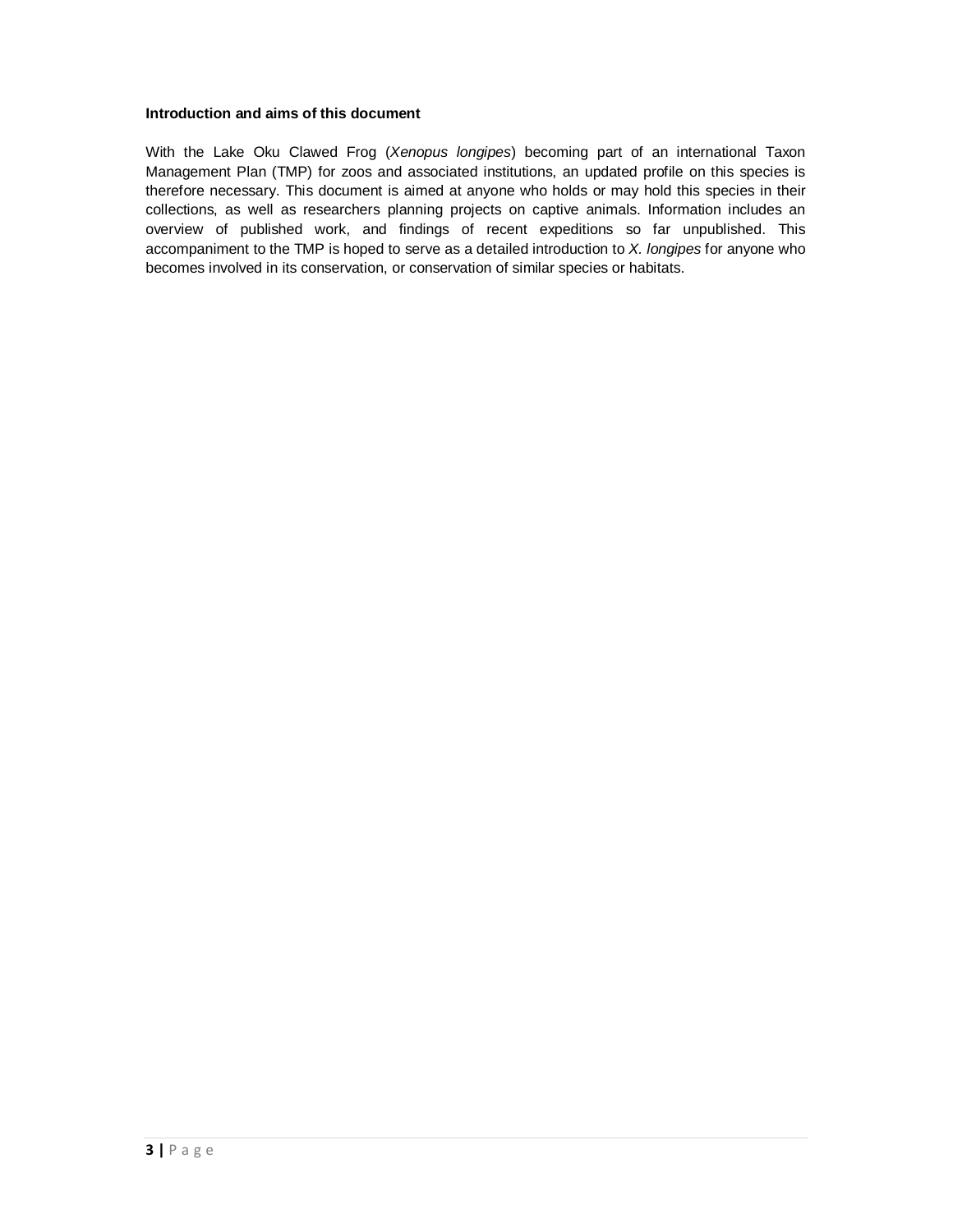**Introduction and aims of this document**

With the Lake Oku Clawed Frog (*Xenopus longipes*) becoming part of an international Taxon Management Plan (TMP) for zoos and associated institutions, an updated profile on this species is therefore necessary. This document is aimed at anyone who holds or may hold this species in their collections, as well as researchers planning projects on captive animals. Information includes an overview of published work, and findings of recent expeditions so far unpublished. This accompaniment to the TMP is hoped to serve as a detailed introduction to *X. longipes* for anyone who becomes involved in its conservation, or conservation of similar species or habitats.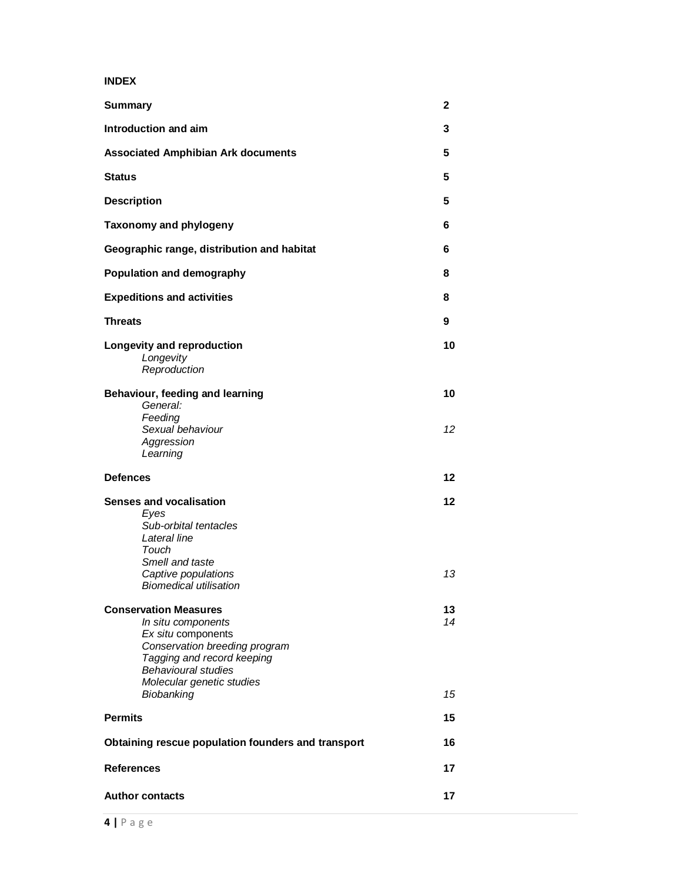**INDEX**

| | |
|---|---|
| **Summary** | **2** |
| **Introduction and aim** | **3** |
| **Associated Amphibian Ark documents** | **5** |
| **Status** | **5** |
| **Description** | **5** |
| **Taxonomy and phylogeny** | **6** |
| **Geographic range, distribution and habitat** | **6** |
| **Population and demography** | **8** |
| **Expeditions and activities** | **8** |
| **Threats** | **9** |
| **Longevity and reproduction** | **10** |
| *Longevity* | |
| *Reproduction* | |
| **Behaviour, feeding and learning** | **10** |
| *General:* | |
| *Feeding* | |
| *Sexual behaviour* | *12* |
| *Aggression* | |
| *Learning* | |
| **Defences** | **12** |
| **Senses and vocalisation** | **12** |
| *Eyes* | |
| *Sub-orbital tentacles* | |
| *Lateral line* | |
| *Touch* | |
| *Smell and taste* | |
| *Captive populations* | *13* |
| *Biomedical utilisation* | |
| **Conservation Measures** | **13** |
| *In situ components* | *14* |
| *Ex situ* components | |
| *Conservation breeding program* | |
| *Tagging and record keeping* | |
| *Behavioural studies* | |
| *Molecular genetic studies* | |
| *Biobanking* | *15* |
| **Permits** | **15** |
| **Obtaining rescue population founders and transport** | **16** |
| **References** | **17** |
| **Author contacts** | **17** |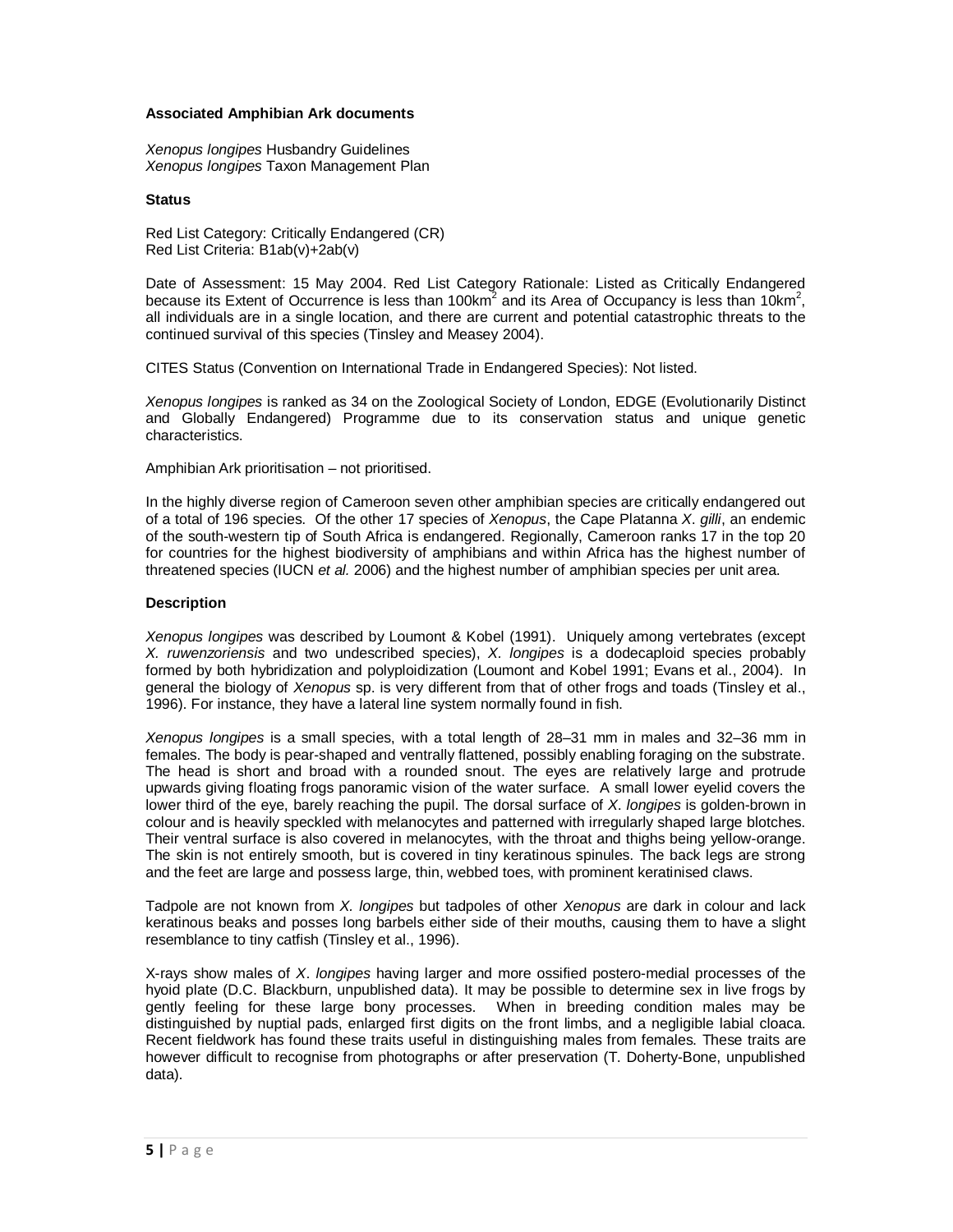**Associated Amphibian Ark documents**

*Xenopus longipes* Husbandry Guidelines
*Xenopus longipes* Taxon Management Plan

**Status**

Red List Category: Critically Endangered (CR)
Red List Criteria: B1ab(v)+2ab(v)

Date of Assessment: 15 May 2004. Red List Category Rationale: Listed as Critically Endangered because its Extent of Occurrence is less than 100km$^2$ and its Area of Occupancy is less than 10km$^2$, all individuals are in a single location, and there are current and potential catastrophic threats to the continued survival of this species (Tinsley and Measey 2004).

CITES Status (Convention on International Trade in Endangered Species): Not listed.

*Xenopus longipes* is ranked as 34 on the Zoological Society of London, EDGE (Evolutionarily Distinct and Globally Endangered) Programme due to its conservation status and unique genetic characteristics.

Amphibian Ark prioritisation – not prioritised.

In the highly diverse region of Cameroon seven other amphibian species are critically endangered out of a total of 196 species. Of the other 17 species of *Xenopus*, the Cape Platanna *X. gilli*, an endemic of the south-western tip of South Africa is endangered. Regionally, Cameroon ranks 17 in the top 20 for countries for the highest biodiversity of amphibians and within Africa has the highest number of threatened species (IUCN *et al.* 2006) and the highest number of amphibian species per unit area.

**Description**

*Xenopus longipes* was described by Loumont & Kobel (1991). Uniquely among vertebrates (except *X. ruwenzoriensis* and two undescribed species), *X. longipes* is a dodecaploid species probably formed by both hybridization and polyploidization (Loumont and Kobel 1991; Evans et al., 2004). In general the biology of *Xenopus* sp. is very different from that of other frogs and toads (Tinsley et al., 1996). For instance, they have a lateral line system normally found in fish.

*Xenopus longipes* is a small species, with a total length of 28–31 mm in males and 32–36 mm in females. The body is pear-shaped and ventrally flattened, possibly enabling foraging on the substrate. The head is short and broad with a rounded snout. The eyes are relatively large and protrude upwards giving floating frogs panoramic vision of the water surface. A small lower eyelid covers the lower third of the eye, barely reaching the pupil. The dorsal surface of *X. longipes* is golden-brown in colour and is heavily speckled with melanocytes and patterned with irregularly shaped large blotches. Their ventral surface is also covered in melanocytes, with the throat and thighs being yellow-orange. The skin is not entirely smooth, but is covered in tiny keratinous spinules. The back legs are strong and the feet are large and possess large, thin, webbed toes, with prominent keratinised claws.

Tadpole are not known from *X. longipes* but tadpoles of other *Xenopus* are dark in colour and lack keratinous beaks and posses long barbels either side of their mouths, causing them to have a slight resemblance to tiny catfish (Tinsley et al., 1996).

X-rays show males of *X. longipes* having larger and more ossified postero-medial processes of the hyoid plate (D.C. Blackburn, unpublished data). It may be possible to determine sex in live frogs by gently feeling for these large bony processes. When in breeding condition males may be distinguished by nuptial pads, enlarged first digits on the front limbs, and a negligible labial cloaca. Recent fieldwork has found these traits useful in distinguishing males from females. These traits are however difficult to recognise from photographs or after preservation (T. Doherty-Bone, unpublished data).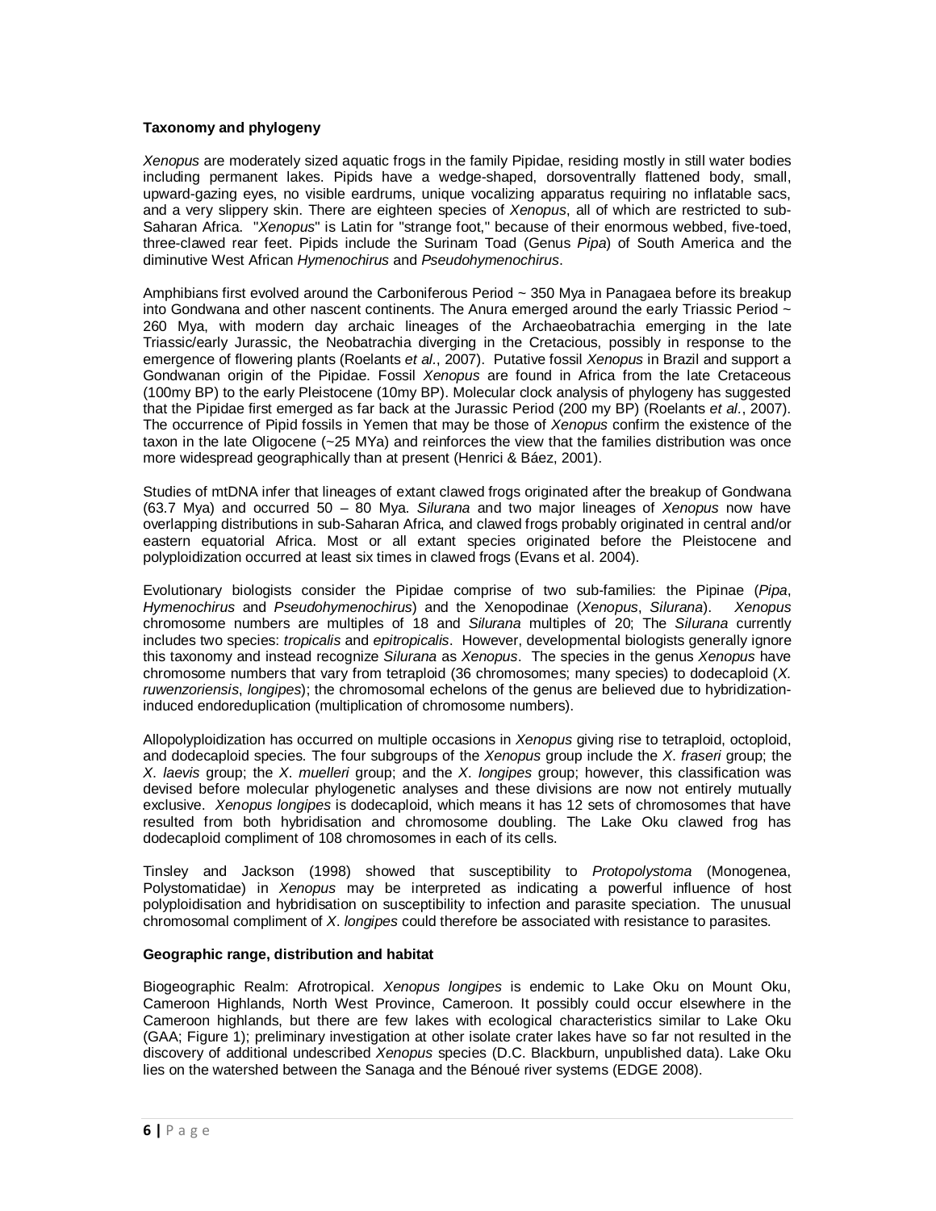**Taxonomy and phylogeny**

*Xenopus* are moderately sized aquatic frogs in the family Pipidae, residing mostly in still water bodies including permanent lakes. Pipids have a wedge-shaped, dorsoventrally flattened body, small, upward-gazing eyes, no visible eardrums, unique vocalizing apparatus requiring no inflatable sacs, and a very slippery skin. There are eighteen species of *Xenopus*, all of which are restricted to sub-Saharan Africa. "*Xenopus*" is Latin for "strange foot," because of their enormous webbed, five-toed, three-clawed rear feet. Pipids include the Surinam Toad (Genus *Pipa*) of South America and the diminutive West African *Hymenochirus* and *Pseudohymenochirus*.

Amphibians first evolved around the Carboniferous Period ~ 350 Mya in Panagaea before its breakup into Gondwana and other nascent continents. The Anura emerged around the early Triassic Period ~ 260 Mya, with modern day archaic lineages of the Archaeobatrachia emerging in the late Triassic/early Jurassic, the Neobatrachia diverging in the Cretacious, possibly in response to the emergence of flowering plants (Roelants *et al*., 2007). Putative fossil *Xenopus* in Brazil and support a Gondwanan origin of the Pipidae. Fossil *Xenopus* are found in Africa from the late Cretaceous (100my BP) to the early Pleistocene (10my BP). Molecular clock analysis of phylogeny has suggested that the Pipidae first emerged as far back at the Jurassic Period (200 my BP) (Roelants *et al*., 2007). The occurrence of Pipid fossils in Yemen that may be those of *Xenopus* confirm the existence of the taxon in the late Oligocene (~25 MYa) and reinforces the view that the families distribution was once more widespread geographically than at present (Henrici & Báez, 2001).

Studies of mtDNA infer that lineages of extant clawed frogs originated after the breakup of Gondwana (63.7 Mya) and occurred 50 – 80 Mya. *Silurana* and two major lineages of *Xenopus* now have overlapping distributions in sub-Saharan Africa, and clawed frogs probably originated in central and/or eastern equatorial Africa. Most or all extant species originated before the Pleistocene and polyploidization occurred at least six times in clawed frogs (Evans et al. 2004).

Evolutionary biologists consider the Pipidae comprise of two sub-families: the Pipinae (*Pipa*, *Hymenochirus* and *Pseudohymenochirus*) and the Xenopodinae (*Xenopus*, *Silurana*). *Xenopus* chromosome numbers are multiples of 18 and *Silurana* multiples of 20; The *Silurana* currently includes two species: *tropicalis* and *epitropicalis*. However, developmental biologists generally ignore this taxonomy and instead recognize *Silurana* as *Xenopus*. The species in the genus *Xenopus* have chromosome numbers that vary from tetraploid (36 chromosomes; many species) to dodecaploid (*X. ruwenzoriensis*, *longipes*); the chromosomal echelons of the genus are believed due to hybridization-induced endoreduplication (multiplication of chromosome numbers).

Allopolyploidization has occurred on multiple occasions in *Xenopus* giving rise to tetraploid, octoploid, and dodecaploid species. The four subgroups of the *Xenopus* group include the *X. fraseri* group; the *X. laevis* group; the *X. muelleri* group; and the *X. longipes* group; however, this classification was devised before molecular phylogenetic analyses and these divisions are now not entirely mutually exclusive. *Xenopus longipes* is dodecaploid, which means it has 12 sets of chromosomes that have resulted from both hybridisation and chromosome doubling. The Lake Oku clawed frog has dodecaploid compliment of 108 chromosomes in each of its cells.

Tinsley and Jackson (1998) showed that susceptibility to *Protopolystoma* (Monogenea, Polystomatidae) in *Xenopus* may be interpreted as indicating a powerful influence of host polyploidisation and hybridisation on susceptibility to infection and parasite speciation. The unusual chromosomal compliment of *X. longipes* could therefore be associated with resistance to parasites.

**Geographic range, distribution and habitat**

Biogeographic Realm: Afrotropical. *Xenopus longipes* is endemic to Lake Oku on Mount Oku, Cameroon Highlands, North West Province, Cameroon. It possibly could occur elsewhere in the Cameroon highlands, but there are few lakes with ecological characteristics similar to Lake Oku (GAA; Figure 1); preliminary investigation at other isolate crater lakes have so far not resulted in the discovery of additional undescribed *Xenopus* species (D.C. Blackburn, unpublished data). Lake Oku lies on the watershed between the Sanaga and the Bénoué river systems (EDGE 2008).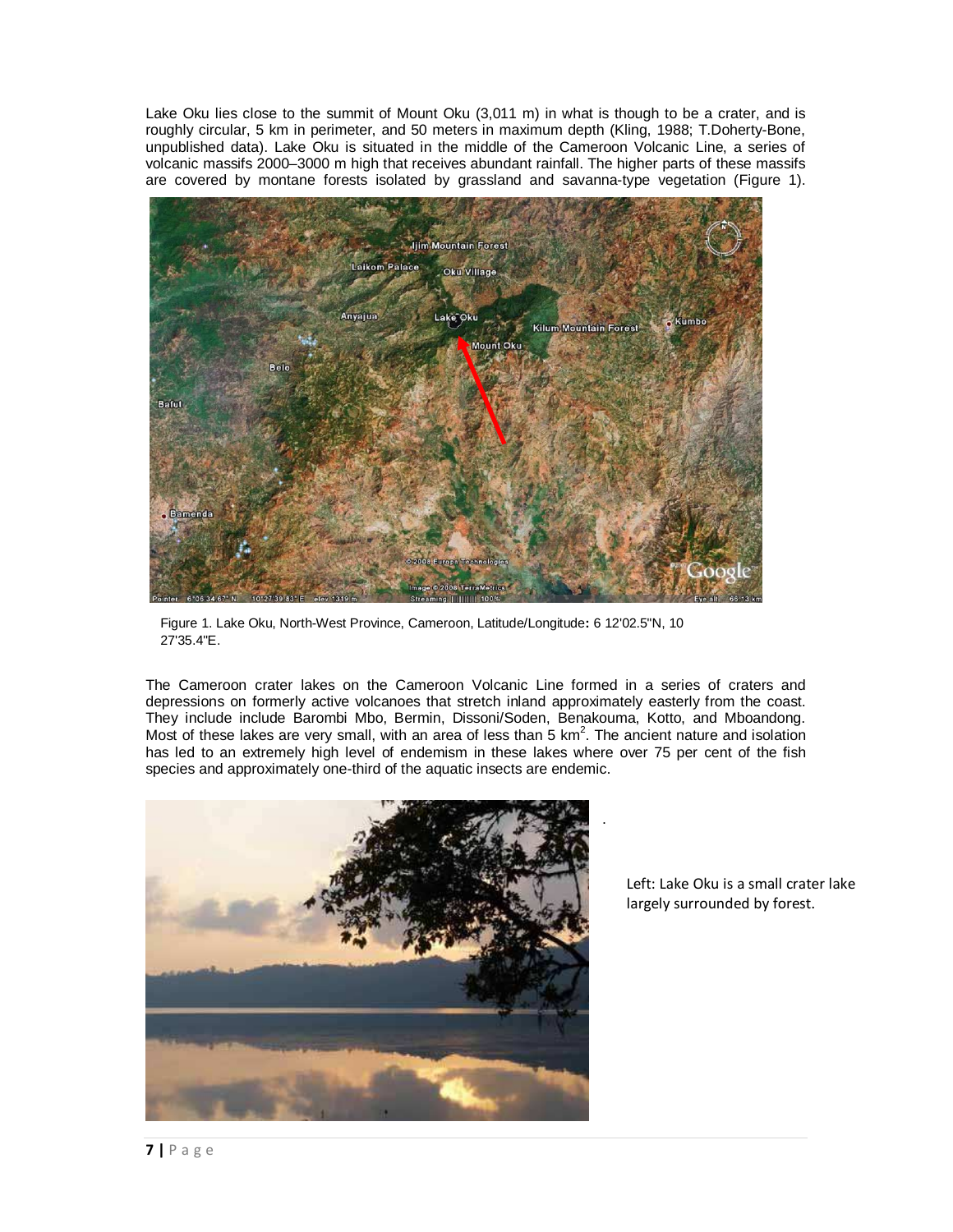Lake Oku lies close to the summit of Mount Oku (3,011 m) in what is though to be a crater, and is roughly circular, 5 km in perimeter, and 50 meters in maximum depth (Kling, 1988; T.Doherty-Bone, unpublished data). Lake Oku is situated in the middle of the Cameroon Volcanic Line, a series of volcanic massifs 2000–3000 m high that receives abundant rainfall. The higher parts of these massifs are covered by montane forests isolated by grassland and savanna-type vegetation (Figure 1).

Figure 1. Lake Oku, North-West Province, Cameroon, Latitude/Longitude: 6 12'02.5"N, 10 27'35.4"E.

The Cameroon crater lakes on the Cameroon Volcanic Line formed in a series of craters and depressions on formerly active volcanoes that stretch inland approximately easterly from the coast. They include include Barombi Mbo, Bermin, Dissoni/Soden, Benakouma, Kotto, and Mboandong. Most of these lakes are very small, with an area of less than 5 km$^2$. The ancient nature and isolation has led to an extremely high level of endemism in these lakes where over 75 per cent of the fish species and approximately one-third of the aquatic insects are endemic.

Left: Lake Oku is a small crater lake largely surrounded by forest.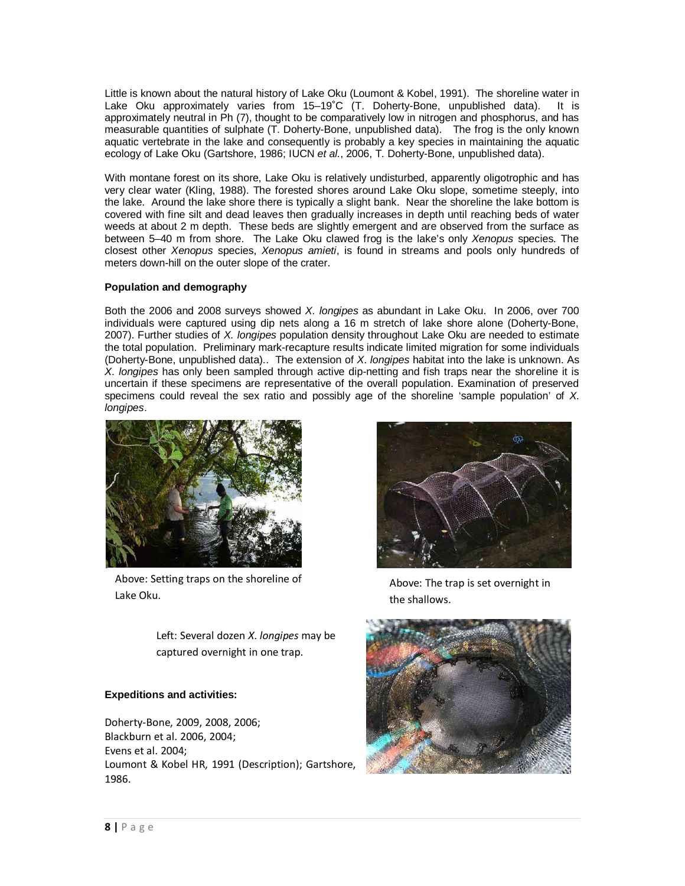Little is known about the natural history of Lake Oku (Loumont & Kobel, 1991). The shoreline water in Lake Oku approximately varies from 15–19˚C (T. Doherty-Bone, unpublished data). It is approximately neutral in Ph (7), thought to be comparatively low in nitrogen and phosphorus, and has measurable quantities of sulphate (T. Doherty-Bone, unpublished data). The frog is the only known aquatic vertebrate in the lake and consequently is probably a key species in maintaining the aquatic ecology of Lake Oku (Gartshore, 1986; IUCN *et al.*, 2006, T. Doherty-Bone, unpublished data).

With montane forest on its shore, Lake Oku is relatively undisturbed, apparently oligotrophic and has very clear water (Kling, 1988). The forested shores around Lake Oku slope, sometime steeply, into the lake. Around the lake shore there is typically a slight bank. Near the shoreline the lake bottom is covered with fine silt and dead leaves then gradually increases in depth until reaching beds of water weeds at about 2 m depth. These beds are slightly emergent and are observed from the surface as between 5–40 m from shore. The Lake Oku clawed frog is the lake's only *Xenopus* species. The closest other *Xenopus* species, *Xenopus amieti*, is found in streams and pools only hundreds of meters down-hill on the outer slope of the crater.

**Population and demography**

Both the 2006 and 2008 surveys showed *X. longipes* as abundant in Lake Oku. In 2006, over 700 individuals were captured using dip nets along a 16 m stretch of lake shore alone (Doherty-Bone, 2007). Further studies of *X. longipes* population density throughout Lake Oku are needed to estimate the total population. Preliminary mark-recapture results indicate limited migration for some individuals (Doherty-Bone, unpublished data).. The extension of *X. longipes* habitat into the lake is unknown. As *X. longipes* has only been sampled through active dip-netting and fish traps near the shoreline it is uncertain if these specimens are representative of the overall population. Examination of preserved specimens could reveal the sex ratio and possibly age of the shoreline 'sample population' of *X. longipes*.

Above: Setting traps on the shoreline of Lake Oku.

Above: The trap is set overnight in the shallows.

Left: Several dozen *X. longipes* may be captured overnight in one trap.

**Expeditions and activities:**

Doherty-Bone, 2009, 2008, 2006;
Blackburn et al. 2006, 2004;
Evens et al. 2004;
Loumont & Kobel HR, 1991 (Description); Gartshore, 1986.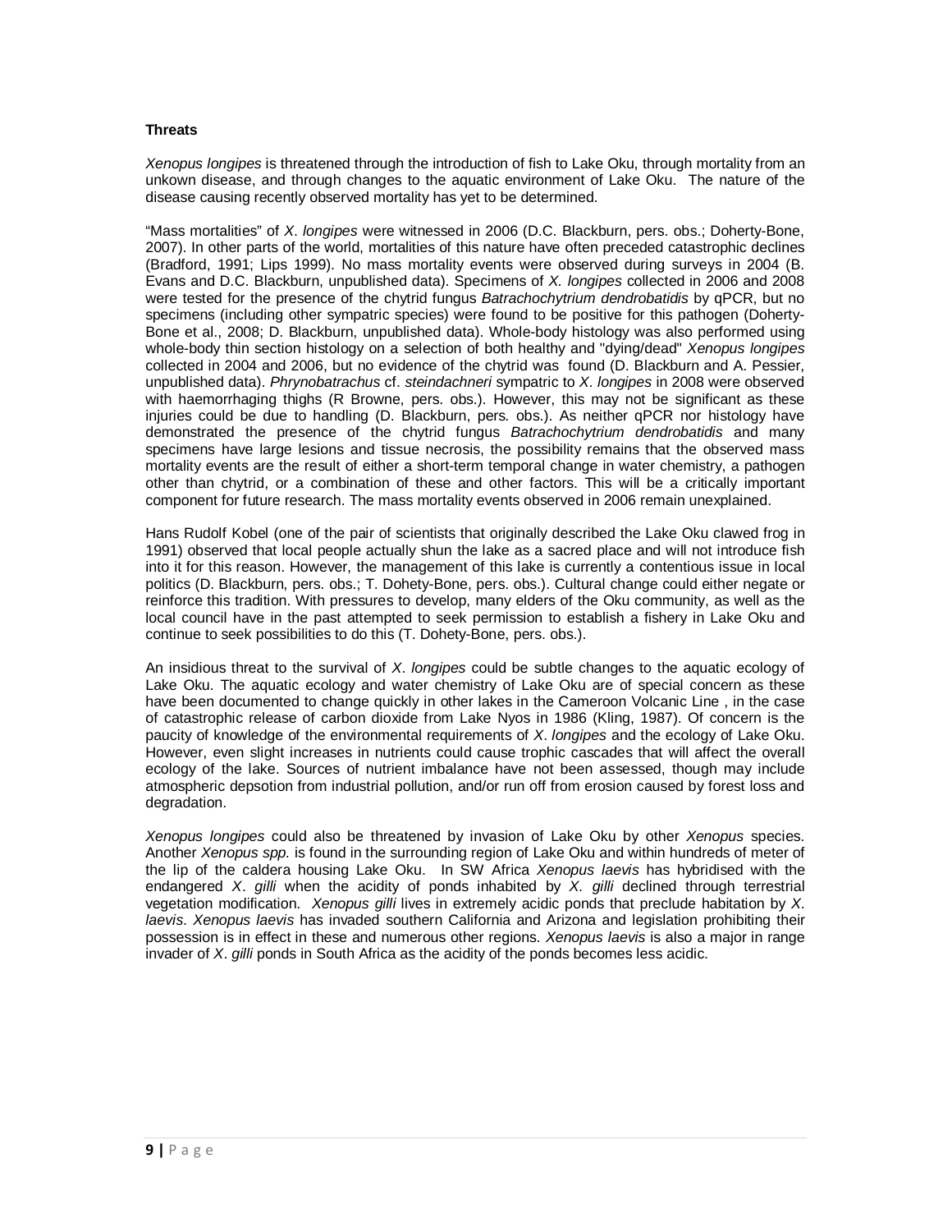**Threats**

*Xenopus longipes* is threatened through the introduction of fish to Lake Oku, through mortality from an unkown disease, and through changes to the aquatic environment of Lake Oku. The nature of the disease causing recently observed mortality has yet to be determined.

"Mass mortalities" of *X. longipes* were witnessed in 2006 (D.C. Blackburn, pers. obs.; Doherty-Bone, 2007). In other parts of the world, mortalities of this nature have often preceded catastrophic declines (Bradford, 1991; Lips 1999). No mass mortality events were observed during surveys in 2004 (B. Evans and D.C. Blackburn, unpublished data). Specimens of *X. longipes* collected in 2006 and 2008 were tested for the presence of the chytrid fungus *Batrachochytrium dendrobatidis* by qPCR, but no specimens (including other sympatric species) were found to be positive for this pathogen (Doherty-Bone et al., 2008; D. Blackburn, unpublished data). Whole-body histology was also performed using whole-body thin section histology on a selection of both healthy and "dying/dead" *Xenopus longipes* collected in 2004 and 2006, but no evidence of the chytrid was found (D. Blackburn and A. Pessier, unpublished data). *Phrynobatrachus* cf. *steindachneri* sympatric to *X. longipes* in 2008 were observed with haemorrhaging thighs (R Browne, pers. obs.). However, this may not be significant as these injuries could be due to handling (D. Blackburn, pers. obs.). As neither qPCR nor histology have demonstrated the presence of the chytrid fungus *Batrachochytrium dendrobatidis* and many specimens have large lesions and tissue necrosis, the possibility remains that the observed mass mortality events are the result of either a short-term temporal change in water chemistry, a pathogen other than chytrid, or a combination of these and other factors. This will be a critically important component for future research. The mass mortality events observed in 2006 remain unexplained.

Hans Rudolf Kobel (one of the pair of scientists that originally described the Lake Oku clawed frog in 1991) observed that local people actually shun the lake as a sacred place and will not introduce fish into it for this reason. However, the management of this lake is currently a contentious issue in local politics (D. Blackburn, pers. obs.; T. Dohety-Bone, pers. obs.). Cultural change could either negate or reinforce this tradition. With pressures to develop, many elders of the Oku community, as well as the local council have in the past attempted to seek permission to establish a fishery in Lake Oku and continue to seek possibilities to do this (T. Dohety-Bone, pers. obs.).

An insidious threat to the survival of *X. longipes* could be subtle changes to the aquatic ecology of Lake Oku. The aquatic ecology and water chemistry of Lake Oku are of special concern as these have been documented to change quickly in other lakes in the Cameroon Volcanic Line , in the case of catastrophic release of carbon dioxide from Lake Nyos in 1986 (Kling, 1987). Of concern is the paucity of knowledge of the environmental requirements of *X. longipes* and the ecology of Lake Oku. However, even slight increases in nutrients could cause trophic cascades that will affect the overall ecology of the lake. Sources of nutrient imbalance have not been assessed, though may include atmospheric depsotion from industrial pollution, and/or run off from erosion caused by forest loss and degradation.

*Xenopus longipes* could also be threatened by invasion of Lake Oku by other *Xenopus* species. Another *Xenopus spp.* is found in the surrounding region of Lake Oku and within hundreds of meter of the lip of the caldera housing Lake Oku. In SW Africa *Xenopus laevis* has hybridised with the endangered *X. gilli* when the acidity of ponds inhabited by *X. gilli* declined through terrestrial vegetation modification. *Xenopus gilli* lives in extremely acidic ponds that preclude habitation by *X. laevis*. *Xenopus laevis* has invaded southern California and Arizona and legislation prohibiting their possession is in effect in these and numerous other regions. *Xenopus laevis* is also a major in range invader of *X. gilli* ponds in South Africa as the acidity of the ponds becomes less acidic.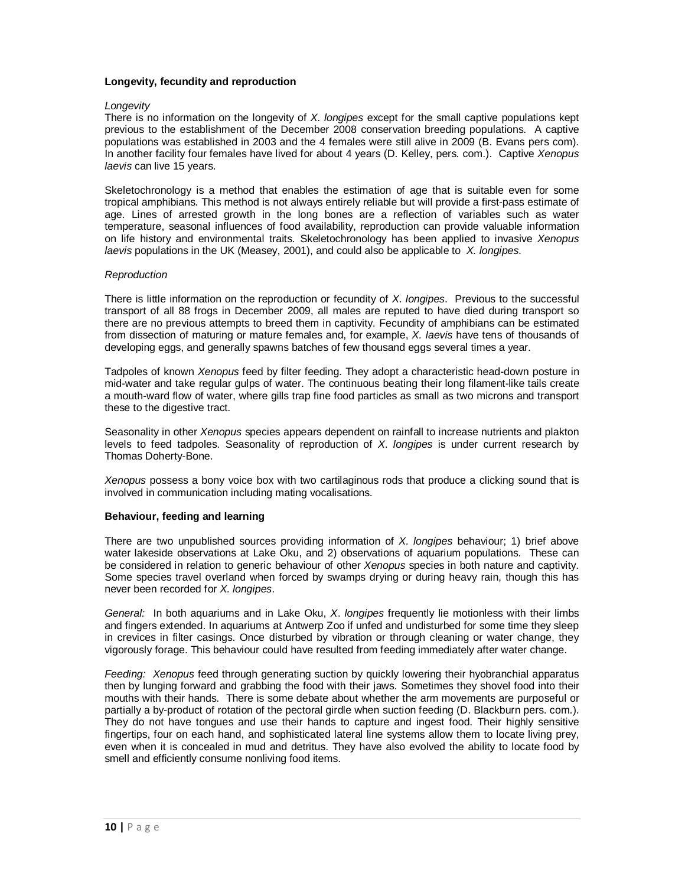## Longevity, fecundity and reproduction

### *Longevity*

There is no information on the longevity of *X. longipes* except for the small captive populations kept previous to the establishment of the December 2008 conservation breeding populations. A captive populations was established in 2003 and the 4 females were still alive in 2009 (B. Evans pers com). In another facility four females have lived for about 4 years (D. Kelley, pers. com.). Captive *Xenopus laevis* can live 15 years.

Skeletochronology is a method that enables the estimation of age that is suitable even for some tropical amphibians. This method is not always entirely reliable but will provide a first-pass estimate of age. Lines of arrested growth in the long bones are a reflection of variables such as water temperature, seasonal influences of food availability, reproduction can provide valuable information on life history and environmental traits. Skeletochronology has been applied to invasive *Xenopus laevis* populations in the UK (Measey, 2001), and could also be applicable to *X. longipes*.

### *Reproduction*

There is little information on the reproduction or fecundity of *X. longipes*. Previous to the successful transport of all 88 frogs in December 2009, all males are reputed to have died during transport so there are no previous attempts to breed them in captivity. Fecundity of amphibians can be estimated from dissection of maturing or mature females and, for example, *X. laevis* have tens of thousands of developing eggs, and generally spawns batches of few thousand eggs several times a year.

Tadpoles of known *Xenopus* feed by filter feeding. They adopt a characteristic head-down posture in mid-water and take regular gulps of water. The continuous beating their long filament-like tails create a mouth-ward flow of water, where gills trap fine food particles as small as two microns and transport these to the digestive tract.

Seasonality in other *Xenopus* species appears dependent on rainfall to increase nutrients and plakton levels to feed tadpoles. Seasonality of reproduction of *X. longipes* is under current research by Thomas Doherty-Bone.

*Xenopus* possess a bony voice box with two cartilaginous rods that produce a clicking sound that is involved in communication including mating vocalisations.

## Behaviour, feeding and learning

There are two unpublished sources providing information of *X. longipes* behaviour; 1) brief above water lakeside observations at Lake Oku, and 2) observations of aquarium populations. These can be considered in relation to generic behaviour of other *Xenopus* species in both nature and captivity. Some species travel overland when forced by swamps drying or during heavy rain, though this has never been recorded for *X. longipes*.

*General:* In both aquariums and in Lake Oku, *X. longipes* frequently lie motionless with their limbs and fingers extended. In aquariums at Antwerp Zoo if unfed and undisturbed for some time they sleep in crevices in filter casings. Once disturbed by vibration or through cleaning or water change, they vigorously forage. This behaviour could have resulted from feeding immediately after water change.

*Feeding:* *Xenopus* feed through generating suction by quickly lowering their hyobranchial apparatus then by lunging forward and grabbing the food with their jaws. Sometimes they shovel food into their mouths with their hands. There is some debate about whether the arm movements are purposeful or partially a by-product of rotation of the pectoral girdle when suction feeding (D. Blackburn pers. com.). They do not have tongues and use their hands to capture and ingest food. Their highly sensitive fingertips, four on each hand, and sophisticated lateral line systems allow them to locate living prey, even when it is concealed in mud and detritus. They have also evolved the ability to locate food by smell and efficiently consume nonliving food items.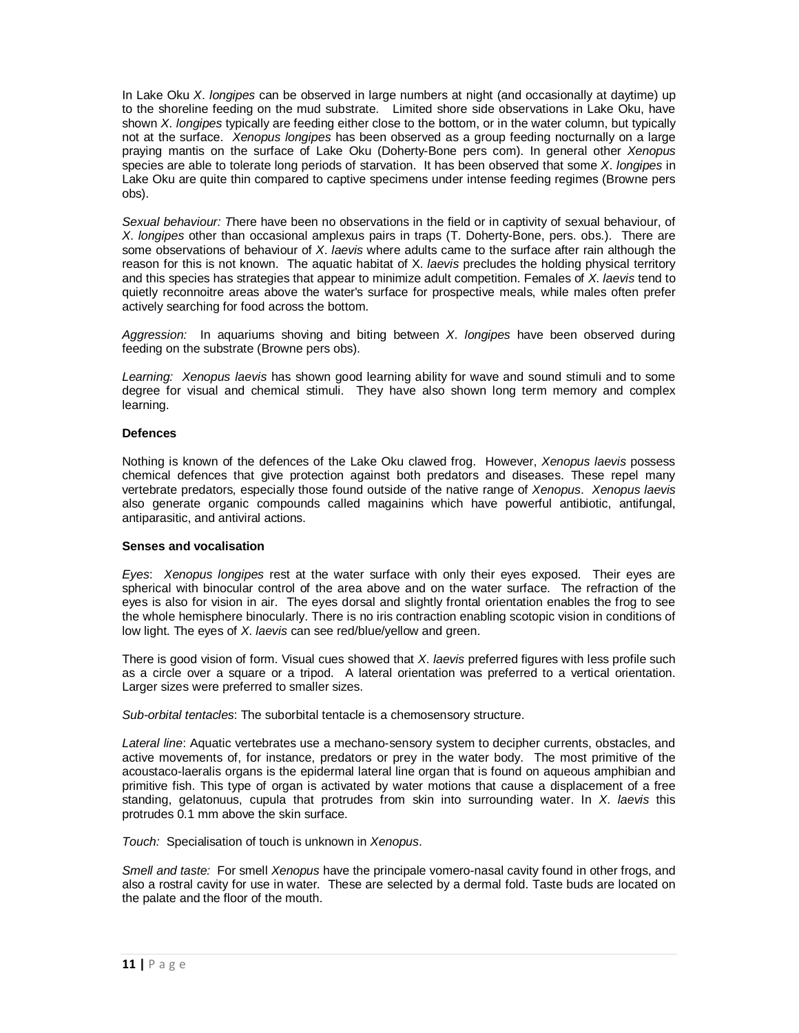In Lake Oku *X*. *longipes* can be observed in large numbers at night (and occasionally at daytime) up to the shoreline feeding on the mud substrate. Limited shore side observations in Lake Oku, have shown *X*. *longipes* typically are feeding either close to the bottom, or in the water column, but typically not at the surface. *Xenopus longipes* has been observed as a group feeding nocturnally on a large praying mantis on the surface of Lake Oku (Doherty-Bone pers com). In general other *Xenopus* species are able to tolerate long periods of starvation. It has been observed that some *X*. *longipes* in Lake Oku are quite thin compared to captive specimens under intense feeding regimes (Browne pers obs).

*Sexual behaviour: T*here have been no observations in the field or in captivity of sexual behaviour, of *X*. *longipes* other than occasional amplexus pairs in traps (T. Doherty-Bone, pers. obs.). There are some observations of behaviour of *X*. *laevis* where adults came to the surface after rain although the reason for this is not known. The aquatic habitat of X. *laevis* precludes the holding physical territory and this species has strategies that appear to minimize adult competition. Females of *X*. *laevis* tend to quietly reconnoitre areas above the water's surface for prospective meals, while males often prefer actively searching for food across the bottom.

*Aggression:* In aquariums shoving and biting between *X*. *longipes* have been observed during feeding on the substrate (Browne pers obs).

*Learning: Xenopus laevis* has shown good learning ability for wave and sound stimuli and to some degree for visual and chemical stimuli. They have also shown long term memory and complex learning.

**Defences**

Nothing is known of the defences of the Lake Oku clawed frog. However, *Xenopus laevis* possess chemical defences that give protection against both predators and diseases. These repel many vertebrate predators, especially those found outside of the native range of *Xenopus*. *Xenopus laevis* also generate organic compounds called magainins which have powerful antibiotic, antifungal, antiparasitic, and antiviral actions.

**Senses and vocalisation**

*Eyes*: *Xenopus longipes* rest at the water surface with only their eyes exposed. Their eyes are spherical with binocular control of the area above and on the water surface. The refraction of the eyes is also for vision in air. The eyes dorsal and slightly frontal orientation enables the frog to see the whole hemisphere binocularly. There is no iris contraction enabling scotopic vision in conditions of low light. The eyes of *X*. *laevis* can see red/blue/yellow and green.

There is good vision of form. Visual cues showed that *X*. *laevis* preferred figures with less profile such as a circle over a square or a tripod. A lateral orientation was preferred to a vertical orientation. Larger sizes were preferred to smaller sizes.

*Sub-orbital tentacles*: The suborbital tentacle is a chemosensory structure.

*Lateral line*: Aquatic vertebrates use a mechano-sensory system to decipher currents, obstacles, and active movements of, for instance, predators or prey in the water body. The most primitive of the acoustaco-laeralis organs is the epidermal lateral line organ that is found on aqueous amphibian and primitive fish. This type of organ is activated by water motions that cause a displacement of a free standing, gelatonuus, cupula that protrudes from skin into surrounding water. In *X*. *laevis* this protrudes 0.1 mm above the skin surface.

*Touch:* Specialisation of touch is unknown in *Xenopus*.

*Smell and taste:* For smell *Xenopus* have the principale vomero-nasal cavity found in other frogs, and also a rostral cavity for use in water. These are selected by a dermal fold. Taste buds are located on the palate and the floor of the mouth.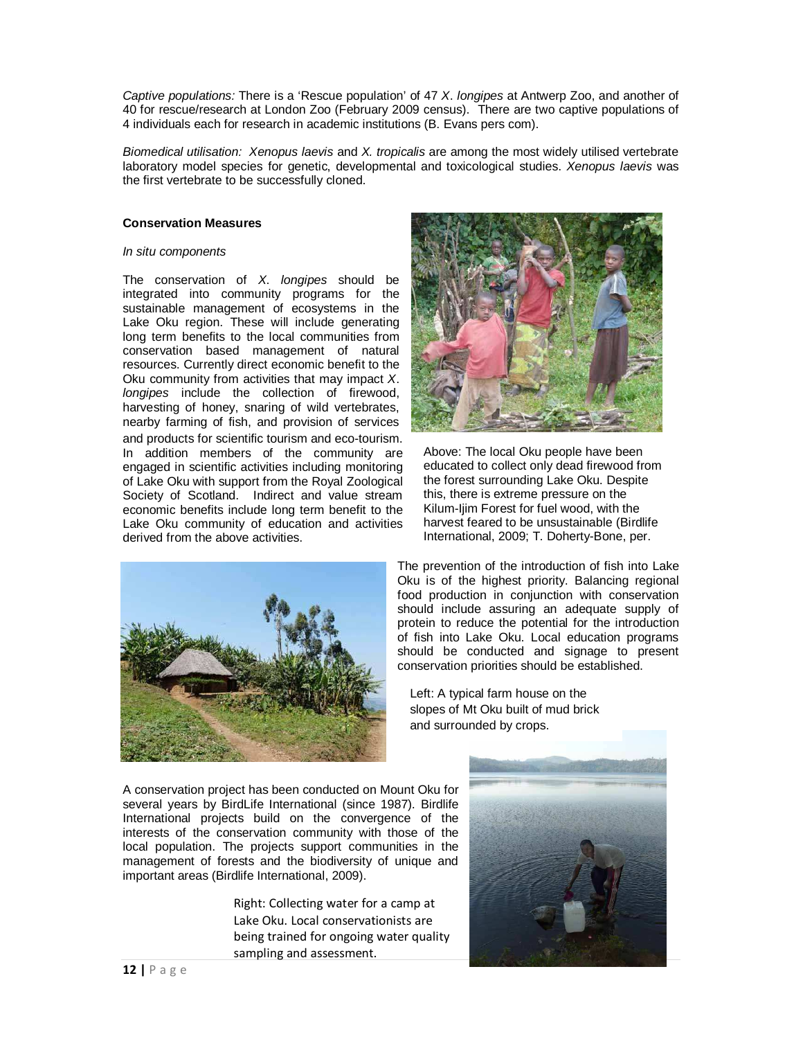*Captive populations:* There is a 'Rescue population' of 47 *X. longipes* at Antwerp Zoo, and another of 40 for rescue/research at London Zoo (February 2009 census). There are two captive populations of 4 individuals each for research in academic institutions (B. Evans pers com).

*Biomedical utilisation: Xenopus laevis* and *X. tropicalis* are among the most widely utilised vertebrate laboratory model species for genetic, developmental and toxicological studies. *Xenopus laevis* was the first vertebrate to be successfully cloned.

**Conservation Measures**

*In situ components*

The conservation of *X. longipes* should be integrated into community programs for the sustainable management of ecosystems in the Lake Oku region. These will include generating long term benefits to the local communities from conservation based management of natural resources. Currently direct economic benefit to the Oku community from activities that may impact *X. longipes* include the collection of firewood, harvesting of honey, snaring of wild vertebrates, nearby farming of fish, and provision of services and products for scientific tourism and eco-tourism. In addition members of the community are engaged in scientific activities including monitoring of Lake Oku with support from the Royal Zoological Society of Scotland. Indirect and value stream economic benefits include long term benefit to the Lake Oku community of education and activities derived from the above activities.

Above: The local Oku people have been educated to collect only dead firewood from the forest surrounding Lake Oku. Despite this, there is extreme pressure on the Kilum-Ijim Forest for fuel wood, with the harvest feared to be unsustainable (Birdlife International, 2009; T. Doherty-Bone, per.

The prevention of the introduction of fish into Lake Oku is of the highest priority. Balancing regional food production in conjunction with conservation should include assuring an adequate supply of protein to reduce the potential for the introduction of fish into Lake Oku. Local education programs should be conducted and signage to present conservation priorities should be established.

Left: A typical farm house on the slopes of Mt Oku built of mud brick and surrounded by crops.

A conservation project has been conducted on Mount Oku for several years by BirdLife International (since 1987). Birdlife International projects build on the convergence of the interests of the conservation community with those of the local population. The projects support communities in the management of forests and the biodiversity of unique and important areas (Birdlife International, 2009).

Right: Collecting water for a camp at Lake Oku. Local conservationists are being trained for ongoing water quality sampling and assessment.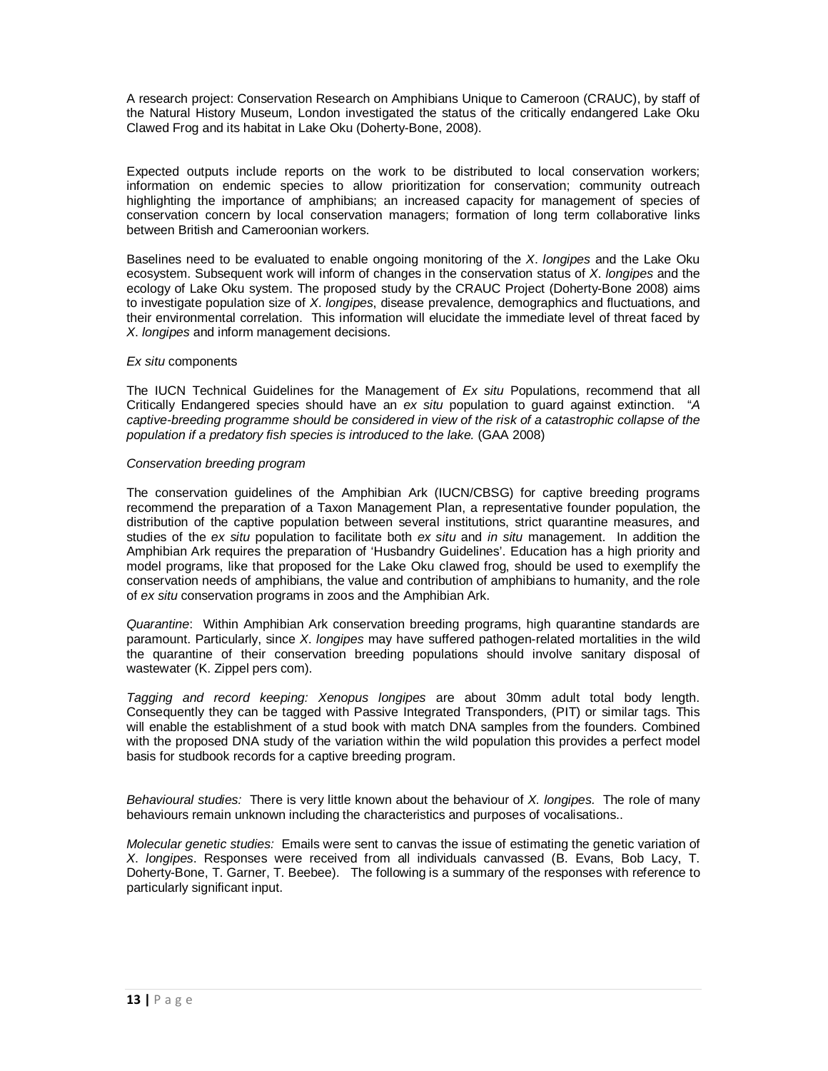A research project: Conservation Research on Amphibians Unique to Cameroon (CRAUC), by staff of the Natural History Museum, London investigated the status of the critically endangered Lake Oku Clawed Frog and its habitat in Lake Oku (Doherty-Bone, 2008).

Expected outputs include reports on the work to be distributed to local conservation workers; information on endemic species to allow prioritization for conservation; community outreach highlighting the importance of amphibians; an increased capacity for management of species of conservation concern by local conservation managers; formation of long term collaborative links between British and Cameroonian workers.

Baselines need to be evaluated to enable ongoing monitoring of the *X. longipes* and the Lake Oku ecosystem. Subsequent work will inform of changes in the conservation status of *X. longipes* and the ecology of Lake Oku system. The proposed study by the CRAUC Project (Doherty-Bone 2008) aims to investigate population size of *X. longipes*, disease prevalence, demographics and fluctuations, and their environmental correlation. This information will elucidate the immediate level of threat faced by *X. longipes* and inform management decisions.

*Ex situ* components

The IUCN Technical Guidelines for the Management of *Ex situ* Populations, recommend that all Critically Endangered species should have an *ex situ* population to guard against extinction. "*A captive-breeding programme should be considered in view of the risk of a catastrophic collapse of the population if a predatory fish species is introduced to the lake.* (GAA 2008)

*Conservation breeding program*

The conservation guidelines of the Amphibian Ark (IUCN/CBSG) for captive breeding programs recommend the preparation of a Taxon Management Plan, a representative founder population, the distribution of the captive population between several institutions, strict quarantine measures, and studies of the *ex situ* population to facilitate both *ex situ* and *in situ* management. In addition the Amphibian Ark requires the preparation of 'Husbandry Guidelines'. Education has a high priority and model programs, like that proposed for the Lake Oku clawed frog, should be used to exemplify the conservation needs of amphibians, the value and contribution of amphibians to humanity, and the role of *ex situ* conservation programs in zoos and the Amphibian Ark.

*Quarantine*: Within Amphibian Ark conservation breeding programs, high quarantine standards are paramount. Particularly, since *X. longipes* may have suffered pathogen-related mortalities in the wild the quarantine of their conservation breeding populations should involve sanitary disposal of wastewater (K. Zippel pers com).

*Tagging and record keeping: Xenopus longipes* are about 30mm adult total body length. Consequently they can be tagged with Passive Integrated Transponders, (PIT) or similar tags. This will enable the establishment of a stud book with match DNA samples from the founders. Combined with the proposed DNA study of the variation within the wild population this provides a perfect model basis for studbook records for a captive breeding program.

*Behavioural studies:* There is very little known about the behaviour of *X. longipes.* The role of many behaviours remain unknown including the characteristics and purposes of vocalisations..

*Molecular genetic studies:* Emails were sent to canvas the issue of estimating the genetic variation of *X. longipes*. Responses were received from all individuals canvassed (B. Evans, Bob Lacy, T. Doherty-Bone, T. Garner, T. Beebee). The following is a summary of the responses with reference to particularly significant input.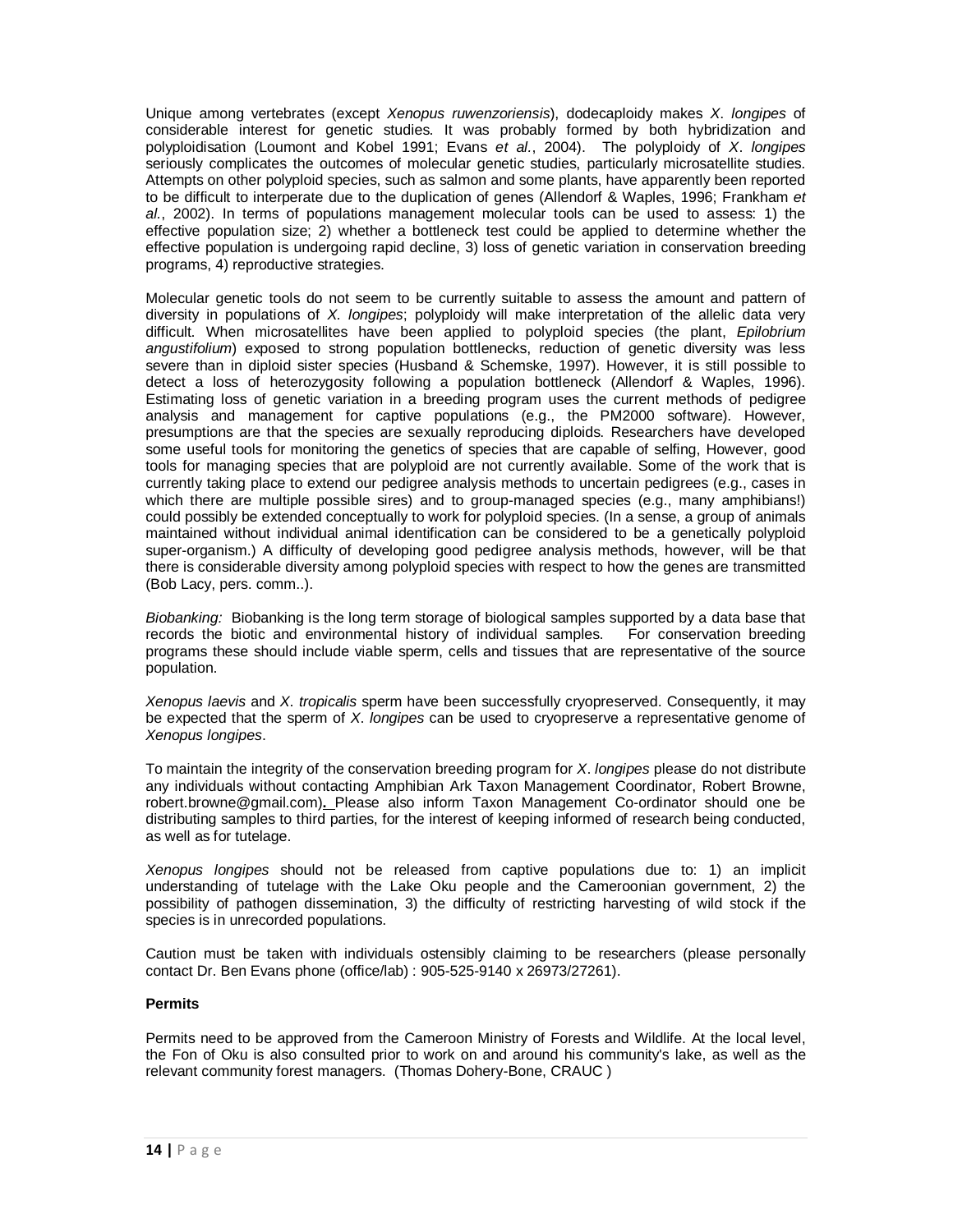Unique among vertebrates (except *Xenopus ruwenzoriensis*), dodecaploidy makes *X. longipes* of considerable interest for genetic studies. It was probably formed by both hybridization and polyploidisation (Loumont and Kobel 1991; Evans *et al.*, 2004). The polyploidy of *X. longipes* seriously complicates the outcomes of molecular genetic studies, particularly microsatellite studies. Attempts on other polyploid species, such as salmon and some plants, have apparently been reported to be difficult to interperate due to the duplication of genes (Allendorf & Waples, 1996; Frankham *et al.*, 2002). In terms of populations management molecular tools can be used to assess: 1) the effective population size; 2) whether a bottleneck test could be applied to determine whether the effective population is undergoing rapid decline, 3) loss of genetic variation in conservation breeding programs, 4) reproductive strategies.

Molecular genetic tools do not seem to be currently suitable to assess the amount and pattern of diversity in populations of *X. longipes*; polyploidy will make interpretation of the allelic data very difficult. When microsatellites have been applied to polyploid species (the plant, *Epilobrium angustifolium*) exposed to strong population bottlenecks, reduction of genetic diversity was less severe than in diploid sister species (Husband & Schemske, 1997). However, it is still possible to detect a loss of heterozygosity following a population bottleneck (Allendorf & Waples, 1996). Estimating loss of genetic variation in a breeding program uses the current methods of pedigree analysis and management for captive populations (e.g., the PM2000 software). However, presumptions are that the species are sexually reproducing diploids. Researchers have developed some useful tools for monitoring the genetics of species that are capable of selfing, However, good tools for managing species that are polyploid are not currently available. Some of the work that is currently taking place to extend our pedigree analysis methods to uncertain pedigrees (e.g., cases in which there are multiple possible sires) and to group-managed species (e.g., many amphibians!) could possibly be extended conceptually to work for polyploid species. (In a sense, a group of animals maintained without individual animal identification can be considered to be a genetically polyploid super-organism.) A difficulty of developing good pedigree analysis methods, however, will be that there is considerable diversity among polyploid species with respect to how the genes are transmitted (Bob Lacy, pers. comm..).

*Biobanking:* Biobanking is the long term storage of biological samples supported by a data base that records the biotic and environmental history of individual samples. For conservation breeding programs these should include viable sperm, cells and tissues that are representative of the source population.

*Xenopus laevis* and *X. tropicalis* sperm have been successfully cryopreserved. Consequently, it may be expected that the sperm of *X. longipes* can be used to cryopreserve a representative genome of *Xenopus longipes*.

To maintain the integrity of the conservation breeding program for *X. longipes* please do not distribute any individuals without contacting Amphibian Ark Taxon Management Coordinator, Robert Browne, robert.browne@gmail.com). Please also inform Taxon Management Co-ordinator should one be distributing samples to third parties, for the interest of keeping informed of research being conducted, as well as for tutelage.

*Xenopus longipes* should not be released from captive populations due to: 1) an implicit understanding of tutelage with the Lake Oku people and the Cameroonian government, 2) the possibility of pathogen dissemination, 3) the difficulty of restricting harvesting of wild stock if the species is in unrecorded populations.

Caution must be taken with individuals ostensibly claiming to be researchers (please personally contact Dr. Ben Evans phone (office/lab) : 905-525-9140 x 26973/27261).

**Permits**

Permits need to be approved from the Cameroon Ministry of Forests and Wildlife. At the local level, the Fon of Oku is also consulted prior to work on and around his community's lake, as well as the relevant community forest managers. (Thomas Dohery-Bone, CRAUC )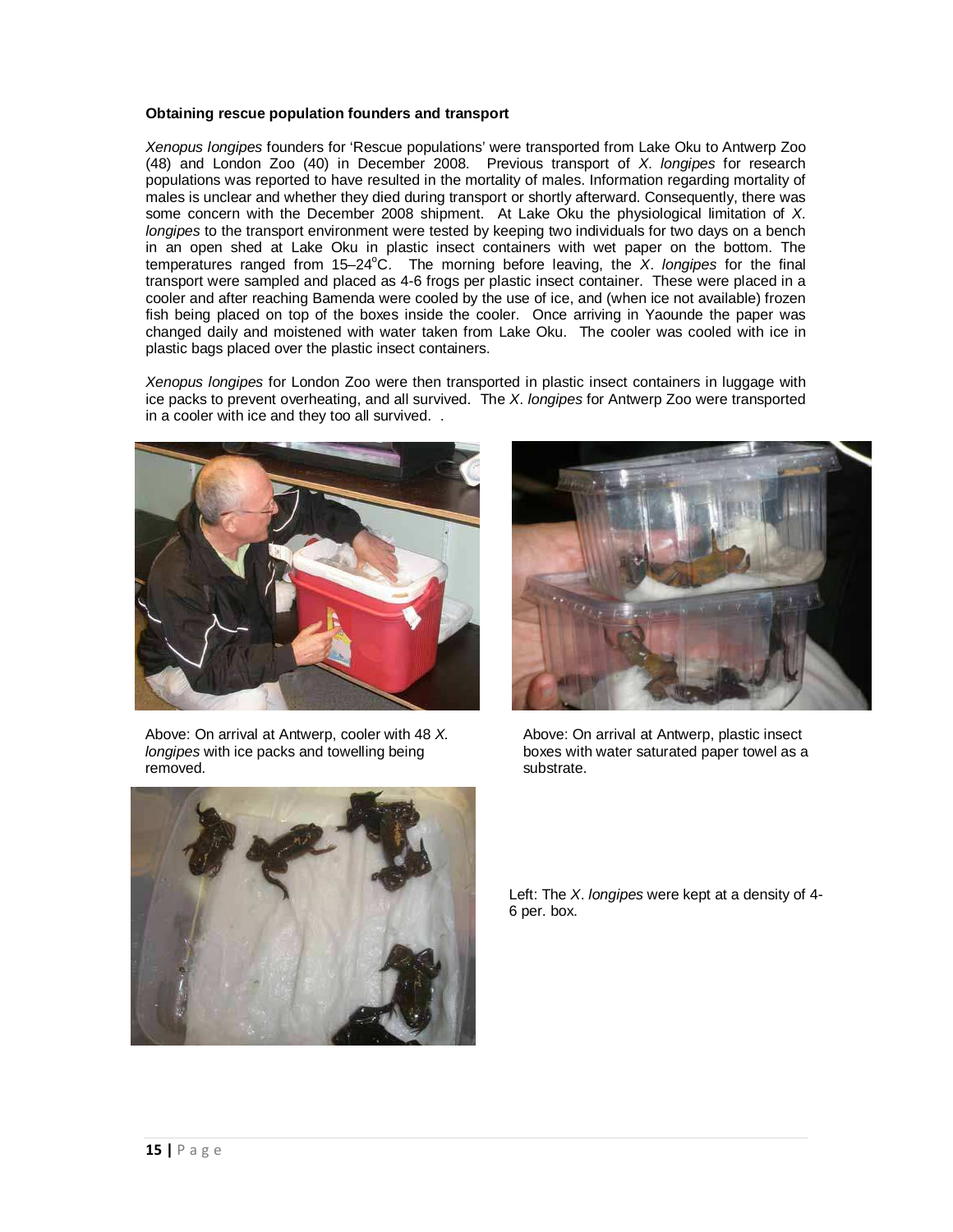**Obtaining rescue population founders and transport**

*Xenopus longipes* founders for 'Rescue populations' were transported from Lake Oku to Antwerp Zoo (48) and London Zoo (40) in December 2008. Previous transport of *X. longipes* for research populations was reported to have resulted in the mortality of males. Information regarding mortality of males is unclear and whether they died during transport or shortly afterward. Consequently, there was some concern with the December 2008 shipment. At Lake Oku the physiological limitation of *X. longipes* to the transport environment were tested by keeping two individuals for two days on a bench in an open shed at Lake Oku in plastic insect containers with wet paper on the bottom. The temperatures ranged from 15–24$^{o}$C. The morning before leaving, the *X. longipes* for the final transport were sampled and placed as 4-6 frogs per plastic insect container. These were placed in a cooler and after reaching Bamenda were cooled by the use of ice, and (when ice not available) frozen fish being placed on top of the boxes inside the cooler. Once arriving in Yaounde the paper was changed daily and moistened with water taken from Lake Oku. The cooler was cooled with ice in plastic bags placed over the plastic insect containers.

*Xenopus longipes* for London Zoo were then transported in plastic insect containers in luggage with ice packs to prevent overheating, and all survived. The *X. longipes* for Antwerp Zoo were transported in a cooler with ice and they too all survived. .

Above: On arrival at Antwerp, cooler with 48 *X. longipes* with ice packs and towelling being removed.

Above: On arrival at Antwerp, plastic insect boxes with water saturated paper towel as a substrate.

Left: The *X. longipes* were kept at a density of 4-6 per. box.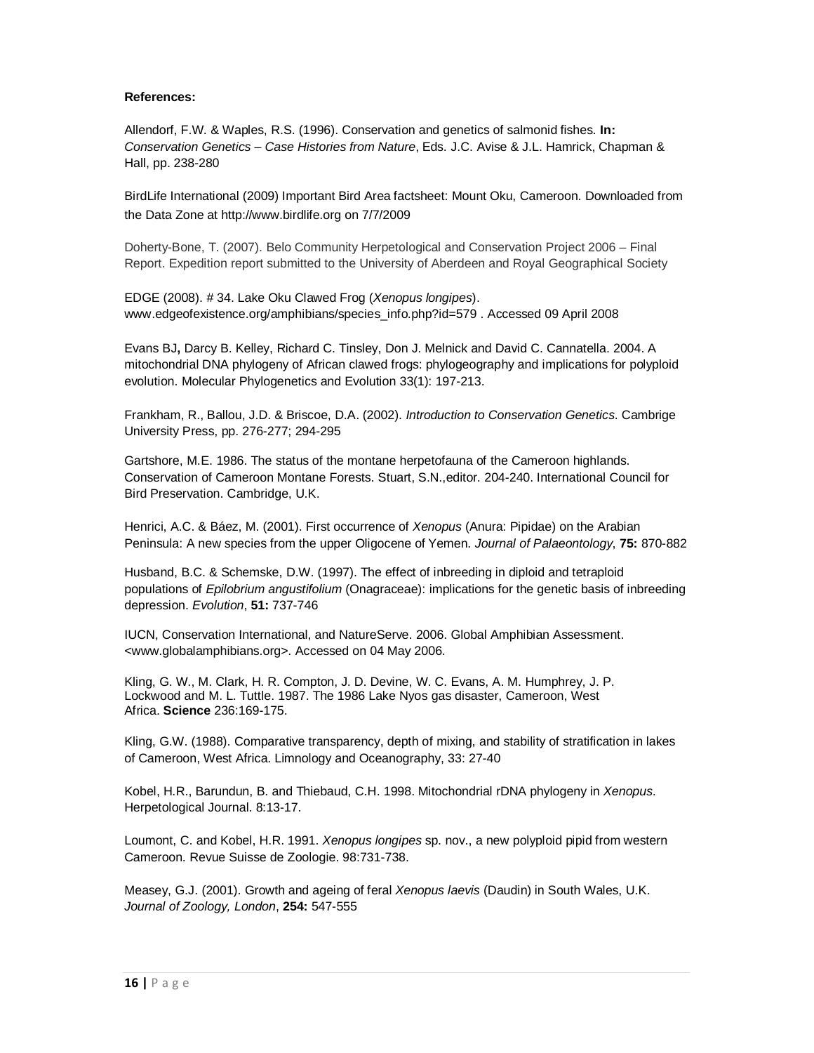**References:**

Allendorf, F.W. & Waples, R.S. (1996). Conservation and genetics of salmonid fishes. **In:** *Conservation Genetics – Case Histories from Nature*, Eds. J.C. Avise & J.L. Hamrick, Chapman & Hall, pp. 238-280

BirdLife International (2009) Important Bird Area factsheet: Mount Oku, Cameroon. Downloaded from the Data Zone at http://www.birdlife.org on 7/7/2009

Doherty-Bone, T. (2007). Belo Community Herpetological and Conservation Project 2006 – Final Report. Expedition report submitted to the University of Aberdeen and Royal Geographical Society

EDGE (2008). # 34. Lake Oku Clawed Frog (*Xenopus longipes*). www.edgeofexistence.org/amphibians/species_info.php?id=579 . Accessed 09 April 2008

Evans BJ**,** Darcy B. Kelley, Richard C. Tinsley, Don J. Melnick and David C. Cannatella. 2004. A mitochondrial DNA phylogeny of African clawed frogs: phylogeography and implications for polyploid evolution. Molecular Phylogenetics and Evolution 33(1): 197-213.

Frankham, R., Ballou, J.D. & Briscoe, D.A. (2002). *Introduction to Conservation Genetics*. Cambrige University Press, pp. 276-277; 294-295

Gartshore, M.E. 1986. The status of the montane herpetofauna of the Cameroon highlands. Conservation of Cameroon Montane Forests. Stuart, S.N.,editor. 204-240. International Council for Bird Preservation. Cambridge, U.K.

Henrici, A.C. & Báez, M. (2001). First occurrence of *Xenopus* (Anura: Pipidae) on the Arabian Peninsula: A new species from the upper Oligocene of Yemen. *Journal of Palaeontology*, **75:** 870-882

Husband, B.C. & Schemske, D.W. (1997). The effect of inbreeding in diploid and tetraploid populations of *Epilobrium angustifolium* (Onagraceae): implications for the genetic basis of inbreeding depression. *Evolution*, **51:** 737-746

IUCN, Conservation International, and NatureServe. 2006. Global Amphibian Assessment. <www.globalamphibians.org>. Accessed on 04 May 2006.

Kling, G. W., M. Clark, H. R. Compton, J. D. Devine, W. C. Evans, A. M. Humphrey, J. P. Lockwood and M. L. Tuttle. 1987. The 1986 Lake Nyos gas disaster, Cameroon, West Africa. **Science** 236:169-175.

Kling, G.W. (1988). Comparative transparency, depth of mixing, and stability of stratification in lakes of Cameroon, West Africa. Limnology and Oceanography, 33: 27-40

Kobel, H.R., Barundun, B. and Thiebaud, C.H. 1998. Mitochondrial rDNA phylogeny in *Xenopus*. Herpetological Journal. 8:13-17.

Loumont, C. and Kobel, H.R. 1991. *Xenopus longipes* sp. nov., a new polyploid pipid from western Cameroon. Revue Suisse de Zoologie. 98:731-738.

Measey, G.J. (2001). Growth and ageing of feral *Xenopus laevis* (Daudin) in South Wales, U.K. *Journal of Zoology, London*, **254:** 547-555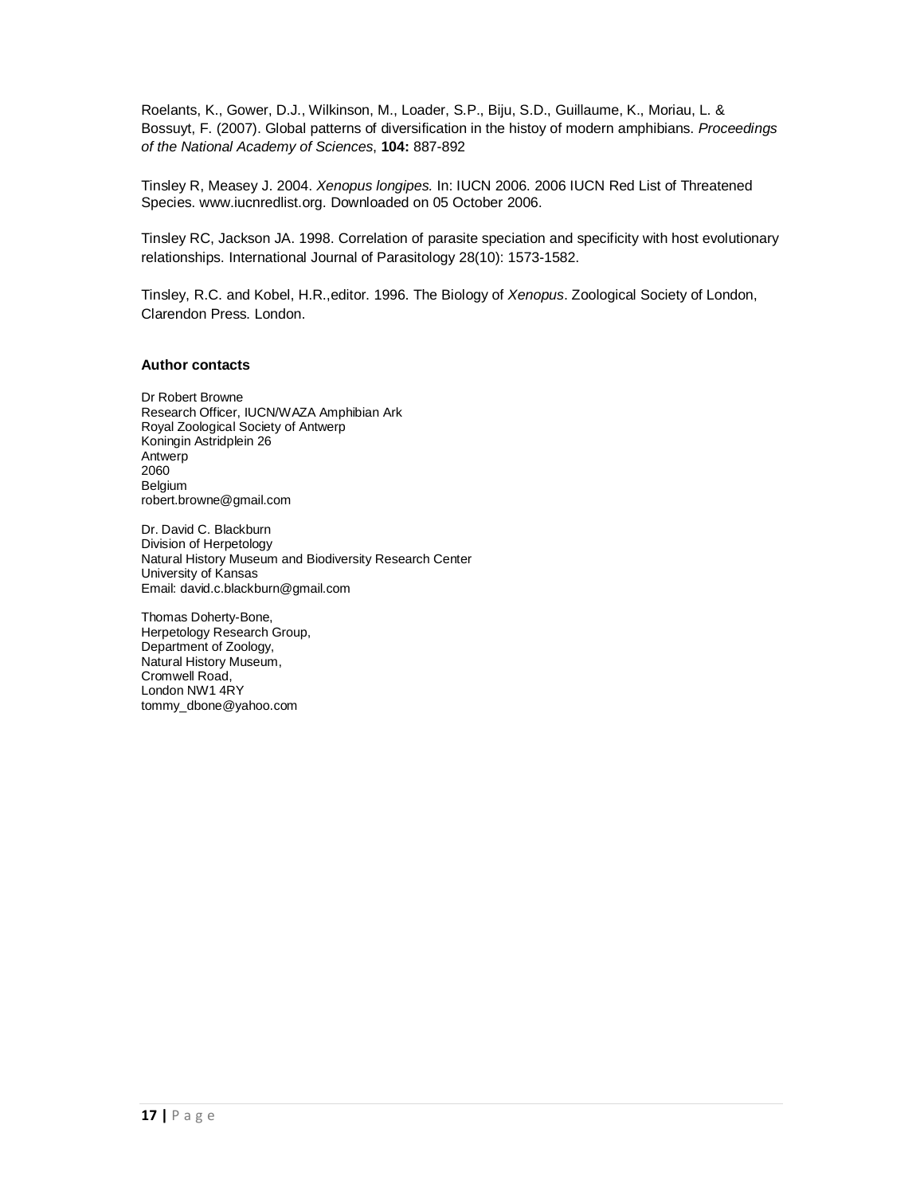Roelants, K., Gower, D.J., Wilkinson, M., Loader, S.P., Biju, S.D., Guillaume, K., Moriau, L. & Bossuyt, F. (2007). Global patterns of diversification in the histoy of modern amphibians. *Proceedings of the National Academy of Sciences*, **104:** 887-892

Tinsley R, Measey J. 2004. *Xenopus longipes.* In: IUCN 2006. 2006 IUCN Red List of Threatened Species. www.iucnredlist.org. Downloaded on 05 October 2006.

Tinsley RC, Jackson JA. 1998. Correlation of parasite speciation and specificity with host evolutionary relationships. International Journal of Parasitology 28(10): 1573-1582.

Tinsley, R.C. and Kobel, H.R.,editor. 1996. The Biology of *Xenopus*. Zoological Society of London, Clarendon Press. London.

**Author contacts**

Dr Robert Browne
Research Officer, IUCN/WAZA Amphibian Ark
Royal Zoological Society of Antwerp
Koningin Astridplein 26
Antwerp
2060
Belgium
robert.browne@gmail.com

Dr. David C. Blackburn
Division of Herpetology
Natural History Museum and Biodiversity Research Center
University of Kansas
Email: david.c.blackburn@gmail.com

Thomas Doherty-Bone,
Herpetology Research Group,
Department of Zoology,
Natural History Museum,
Cromwell Road,
London NW1 4RY
tommy_dbone@yahoo.com